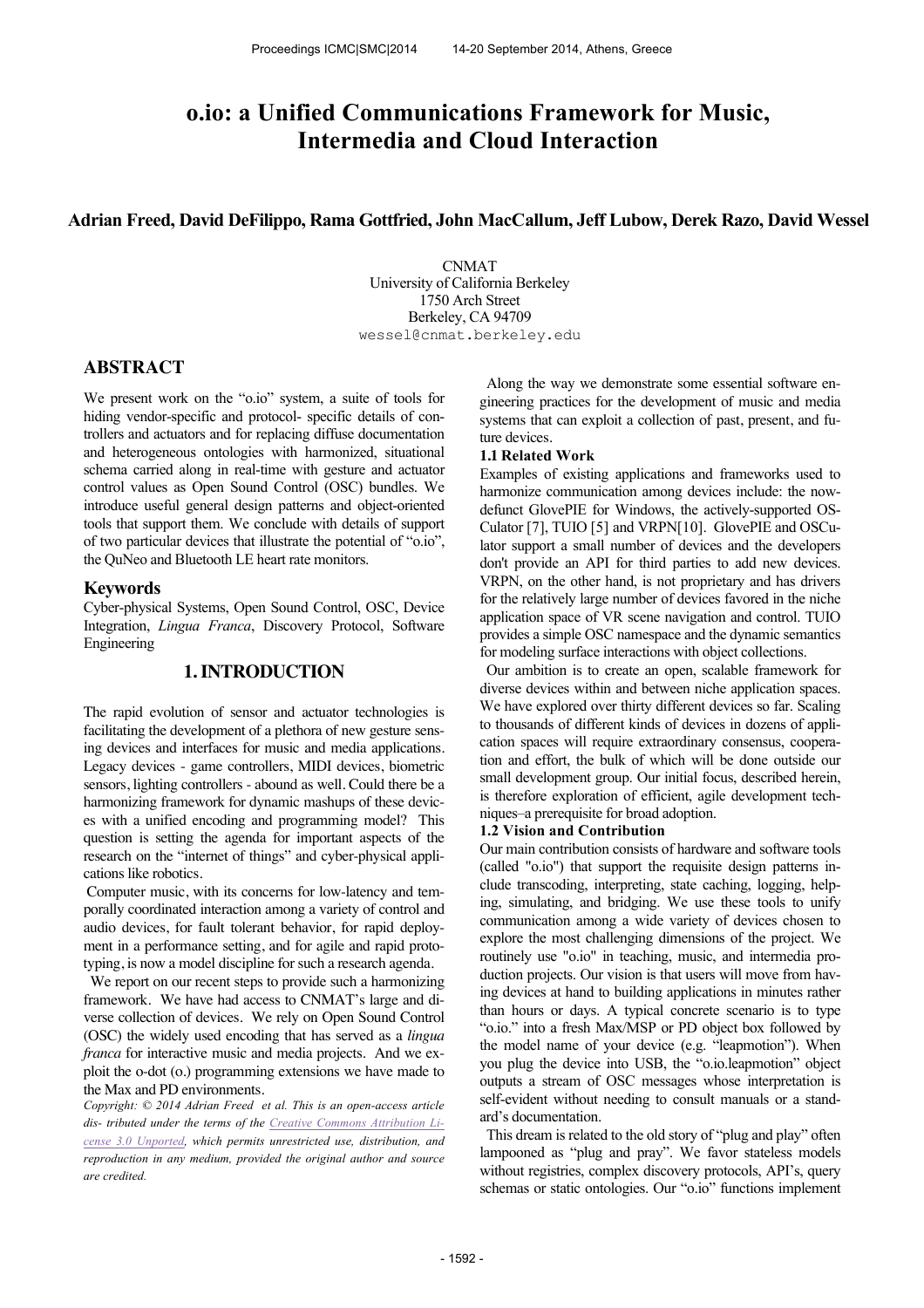# o.io: a Unified Communications Framework for Music, Intermedia and Cloud Interaction

**Adrian Freed, David DeFilippo, Rama Gottfried, John MacCallum, Jeff Lubow, Derek Razo, David Wessel**

CNMAT
University of California Berkeley
1750 Arch Street
Berkeley, CA 94709
wessel@cnmat.berkeley.edu

## ABSTRACT

We present work on the "o.io" system, a suite of tools for hiding vendor-specific and protocol- specific details of controllers and actuators and for replacing diffuse documentation and heterogeneous ontologies with harmonized, situational schema carried along in real-time with gesture and actuator control values as Open Sound Control (OSC) bundles. We introduce useful general design patterns and object-oriented tools that support them. We conclude with details of support of two particular devices that illustrate the potential of "o.io", the QuNeo and Bluetooth LE heart rate monitors.

## Keywords

Cyber-physical Systems, Open Sound Control, OSC, Device Integration, *Lingua Franca*, Discovery Protocol, Software Engineering

## 1. INTRODUCTION

The rapid evolution of sensor and actuator technologies is facilitating the development of a plethora of new gesture sensing devices and interfaces for music and media applications. Legacy devices - game controllers, MIDI devices, biometric sensors, lighting controllers - abound as well. Could there be a harmonizing framework for dynamic mashups of these devices with a unified encoding and programming model? This question is setting the agenda for important aspects of the research on the "internet of things" and cyber-physical applications like robotics.

Computer music, with its concerns for low-latency and temporally coordinated interaction among a variety of control and audio devices, for fault tolerant behavior, for rapid deployment in a performance setting, and for agile and rapid prototyping, is now a model discipline for such a research agenda.

We report on our recent steps to provide such a harmonizing framework. We have had access to CNMAT's large and diverse collection of devices. We rely on Open Sound Control (OSC) the widely used encoding that has served as a *lingua franca* for interactive music and media projects. And we exploit the o-dot (o.) programming extensions we have made to the Max and PD environments.

*Copyright: © 2014 Adrian Freed et al. This is an open-access article dis- tributed under the terms of the Creative Commons Attribution License 3.0 Unported, which permits unrestricted use, distribution, and reproduction in any medium, provided the original author and source are credited.*

Along the way we demonstrate some essential software engineering practices for the development of music and media systems that can exploit a collection of past, present, and future devices.

### 1.1 Related Work

Examples of existing applications and frameworks used to harmonize communication among devices include: the now-defunct GlovePIE for Windows, the actively-supported OSCulator [7], TUIO [5] and VRPN[10]. GlovePIE and OSCulator support a small number of devices and the developers don't provide an API for third parties to add new devices. VRPN, on the other hand, is not proprietary and has drivers for the relatively large number of devices favored in the niche application space of VR scene navigation and control. TUIO provides a simple OSC namespace and the dynamic semantics for modeling surface interactions with object collections.

Our ambition is to create an open, scalable framework for diverse devices within and between niche application spaces. We have explored over thirty different devices so far. Scaling to thousands of different kinds of devices in dozens of application spaces will require extraordinary consensus, cooperation and effort, the bulk of which will be done outside our small development group. Our initial focus, described herein, is therefore exploration of efficient, agile development techniques–a prerequisite for broad adoption.

### 1.2 Vision and Contribution

Our main contribution consists of hardware and software tools (called "o.io") that support the requisite design patterns include transcoding, interpreting, state caching, logging, helping, simulating, and bridging. We use these tools to unify communication among a wide variety of devices chosen to explore the most challenging dimensions of the project. We routinely use "o.io" in teaching, music, and intermedia production projects. Our vision is that users will move from having devices at hand to building applications in minutes rather than hours or days. A typical concrete scenario is to type "o.io." into a fresh Max/MSP or PD object box followed by the model name of your device (e.g. "leapmotion"). When you plug the device into USB, the "o.io.leapmotion" object outputs a stream of OSC messages whose interpretation is self-evident without needing to consult manuals or a standard's documentation.

This dream is related to the old story of "plug and play" often lampooned as "plug and pray". We favor stateless models without registries, complex discovery protocols, API's, query schemas or static ontologies. Our "o.io" functions implement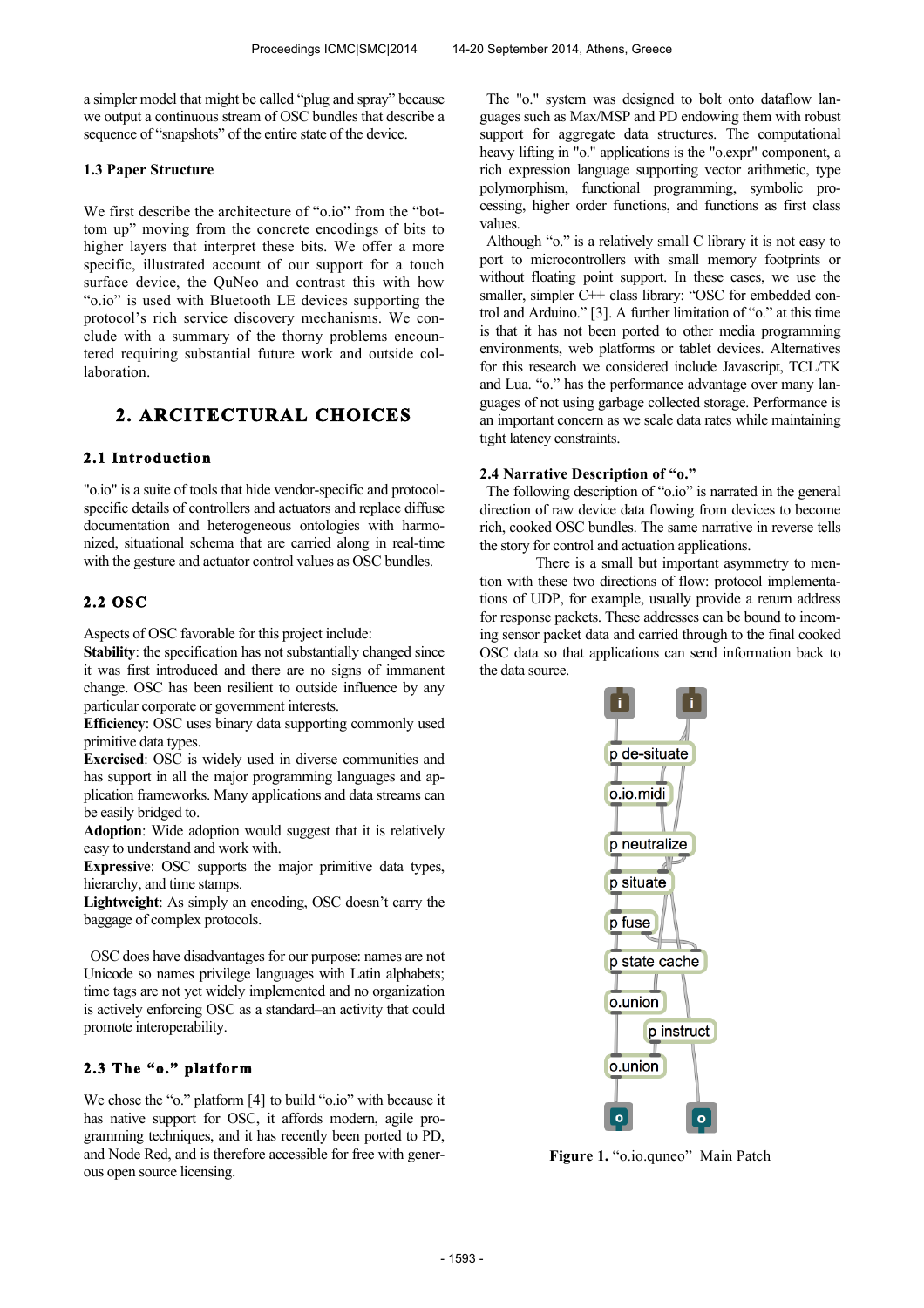a simpler model that might be called "plug and spray" because we output a continuous stream of OSC bundles that describe a sequence of "snapshots" of the entire state of the device.

### 1.3 Paper Structure

We first describe the architecture of "o.io" from the "bottom up" moving from the concrete encodings of bits to higher layers that interpret these bits. We offer a more specific, illustrated account of our support for a touch surface device, the QuNeo and contrast this with how "o.io" is used with Bluetooth LE devices supporting the protocol's rich service discovery mechanisms. We conclude with a summary of the thorny problems encountered requiring substantial future work and outside collaboration.

## 2. ARCITECTURAL CHOICES

### 2.1 Introduction

"o.io" is a suite of tools that hide vendor-specific and protocol-specific details of controllers and actuators and replace diffuse documentation and heterogeneous ontologies with harmonized, situational schema that are carried along in real-time with the gesture and actuator control values as OSC bundles.

### 2.2 OSC

Aspects of OSC favorable for this project include:

**Stability**: the specification has not substantially changed since it was first introduced and there are no signs of immanent change. OSC has been resilient to outside influence by any particular corporate or government interests.

**Efficiency**: OSC uses binary data supporting commonly used primitive data types.

**Exercised**: OSC is widely used in diverse communities and has support in all the major programming languages and application frameworks. Many applications and data streams can be easily bridged to.

**Adoption**: Wide adoption would suggest that it is relatively easy to understand and work with.

**Expressive**: OSC supports the major primitive data types, hierarchy, and time stamps.

**Lightweight**: As simply an encoding, OSC doesn't carry the baggage of complex protocols.

OSC does have disadvantages for our purpose: names are not Unicode so names privilege languages with Latin alphabets; time tags are not yet widely implemented and no organization is actively enforcing OSC as a standard–an activity that could promote interoperability.

### 2.3 The "o." platform

We chose the "o." platform [4] to build "o.io" with because it has native support for OSC, it affords modern, agile programming techniques, and it has recently been ported to PD, and Node Red, and is therefore accessible for free with generous open source licensing.

The "o." system was designed to bolt onto dataflow languages such as Max/MSP and PD endowing them with robust support for aggregate data structures. The computational heavy lifting in "o." applications is the "o.expr" component, a rich expression language supporting vector arithmetic, type polymorphism, functional programming, symbolic processing, higher order functions, and functions as first class values.

Although "o." is a relatively small C library it is not easy to port to microcontrollers with small memory footprints or without floating point support. In these cases, we use the smaller, simpler C++ class library: "OSC for embedded control and Arduino." [3]. A further limitation of "o." at this time is that it has not been ported to other media programming environments, web platforms or tablet devices. Alternatives for this research we considered include Javascript, TCL/TK and Lua. "o." has the performance advantage over many languages of not using garbage collected storage. Performance is an important concern as we scale data rates while maintaining tight latency constraints.

### 2.4 Narrative Description of "o."

The following description of "o.io" is narrated in the general direction of raw device data flowing from devices to become rich, cooked OSC bundles. The same narrative in reverse tells the story for control and actuation applications.

There is a small but important asymmetry to mention with these two directions of flow: protocol implementations of UDP, for example, usually provide a return address for response packets. These addresses can be bound to incoming sensor packet data and carried through to the final cooked OSC data so that applications can send information back to the data source.

**Figure 1.** "o.io.quneo" Main Patch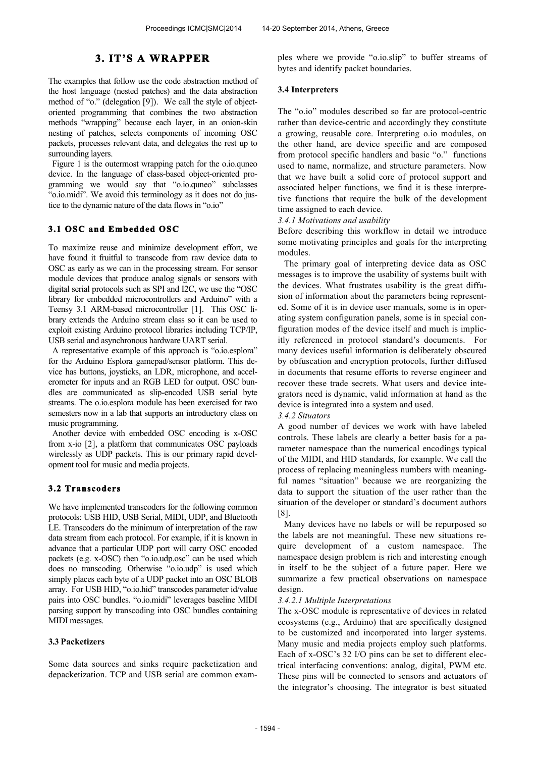## 3. IT'S A WRAPPER

The examples that follow use the code abstraction method of the host language (nested patches) and the data abstraction method of "o." (delegation [9]). We call the style of object-oriented programming that combines the two abstraction methods "wrapping" because each layer, in an onion-skin nesting of patches, selects components of incoming OSC packets, processes relevant data, and delegates the rest up to surrounding layers.

Figure 1 is the outermost wrapping patch for the o.io.quneo device. In the language of class-based object-oriented programming we would say that "o.io.quneo" subclasses "o.io.midi". We avoid this terminology as it does not do justice to the dynamic nature of the data flows in "o.io"

### 3.1 OSC and Embedded OSC

To maximize reuse and minimize development effort, we have found it fruitful to transcode from raw device data to OSC as early as we can in the processing stream. For sensor module devices that produce analog signals or sensors with digital serial protocols such as SPI and I2C, we use the "OSC library for embedded microcontrollers and Arduino" with a Teensy 3.1 ARM-based microcontroller [1]. This OSC library extends the Arduino stream class so it can be used to exploit existing Arduino protocol libraries including TCP/IP, USB serial and asynchronous hardware UART serial.

A representative example of this approach is "o.io.esplora" for the Arduino Esplora gamepad/sensor platform. This device has buttons, joysticks, an LDR, microphone, and accelerometer for inputs and an RGB LED for output. OSC bundles are communicated as slip-encoded USB serial byte streams. The o.io.esplora module has been exercised for two semesters now in a lab that supports an introductory class on music programming.

Another device with embedded OSC encoding is x-OSC from x-io [2], a platform that communicates OSC payloads wirelessly as UDP packets. This is our primary rapid development tool for music and media projects.

### 3.2 Transcoders

We have implemented transcoders for the following common protocols: USB HID, USB Serial, MIDI, UDP, and Bluetooth LE. Transcoders do the minimum of interpretation of the raw data stream from each protocol. For example, if it is known in advance that a particular UDP port will carry OSC encoded packets (e.g. x-OSC) then "o.io.udp.osc" can be used which does no transcoding. Otherwise "o.io.udp" is used which simply places each byte of a UDP packet into an OSC BLOB array. For USB HID, "o.io.hid" transcodes parameter id/value pairs into OSC bundles. "o.io.midi" leverages baseline MIDI parsing support by transcoding into OSC bundles containing MIDI messages.

### 3.3 Packetizers

Some data sources and sinks require packetization and depacketization. TCP and USB serial are common examples where we provide "o.io.slip" to buffer streams of bytes and identify packet boundaries.

### 3.4 Interpreters

The "o.io" modules described so far are protocol-centric rather than device-centric and accordingly they constitute a growing, reusable core. Interpreting o.io modules, on the other hand, are device specific and are composed from protocol specific handlers and basic "o." functions used to name, normalize, and structure parameters. Now that we have built a solid core of protocol support and associated helper functions, we find it is these interpretive functions that require the bulk of the development time assigned to each device.

*3.4.1 Motivations and usability*

Before describing this workflow in detail we introduce some motivating principles and goals for the interpreting modules.

The primary goal of interpreting device data as OSC messages is to improve the usability of systems built with the devices. What frustrates usability is the great diffusion of information about the parameters being represented. Some of it is in device user manuals, some is in operating system configuration panels, some is in special configuration modes of the device itself and much is implicitly referenced in protocol standard's documents. For many devices useful information is deliberately obscured by obfuscation and encryption protocols, further diffused in documents that resume efforts to reverse engineer and recover these trade secrets. What users and device integrators need is dynamic, valid information at hand as the device is integrated into a system and used.

*3.4.2 Situators*

A good number of devices we work with have labeled controls. These labels are clearly a better basis for a parameter namespace than the numerical encodings typical of the MIDI, and HID standards, for example. We call the process of replacing meaningless numbers with meaningful names "situation" because we are reorganizing the data to support the situation of the user rather than the situation of the developer or standard's document authors [8].

Many devices have no labels or will be repurposed so the labels are not meaningful. These new situations require development of a custom namespace. The namespace design problem is rich and interesting enough in itself to be the subject of a future paper. Here we summarize a few practical observations on namespace design.

*3.4.2.1 Multiple Interpretations*

The x-OSC module is representative of devices in related ecosystems (e.g., Arduino) that are specifically designed to be customized and incorporated into larger systems. Many music and media projects employ such platforms. Each of x-OSC's 32 I/O pins can be set to different electrical interfacing conventions: analog, digital, PWM etc. These pins will be connected to sensors and actuators of the integrator's choosing. The integrator is best situated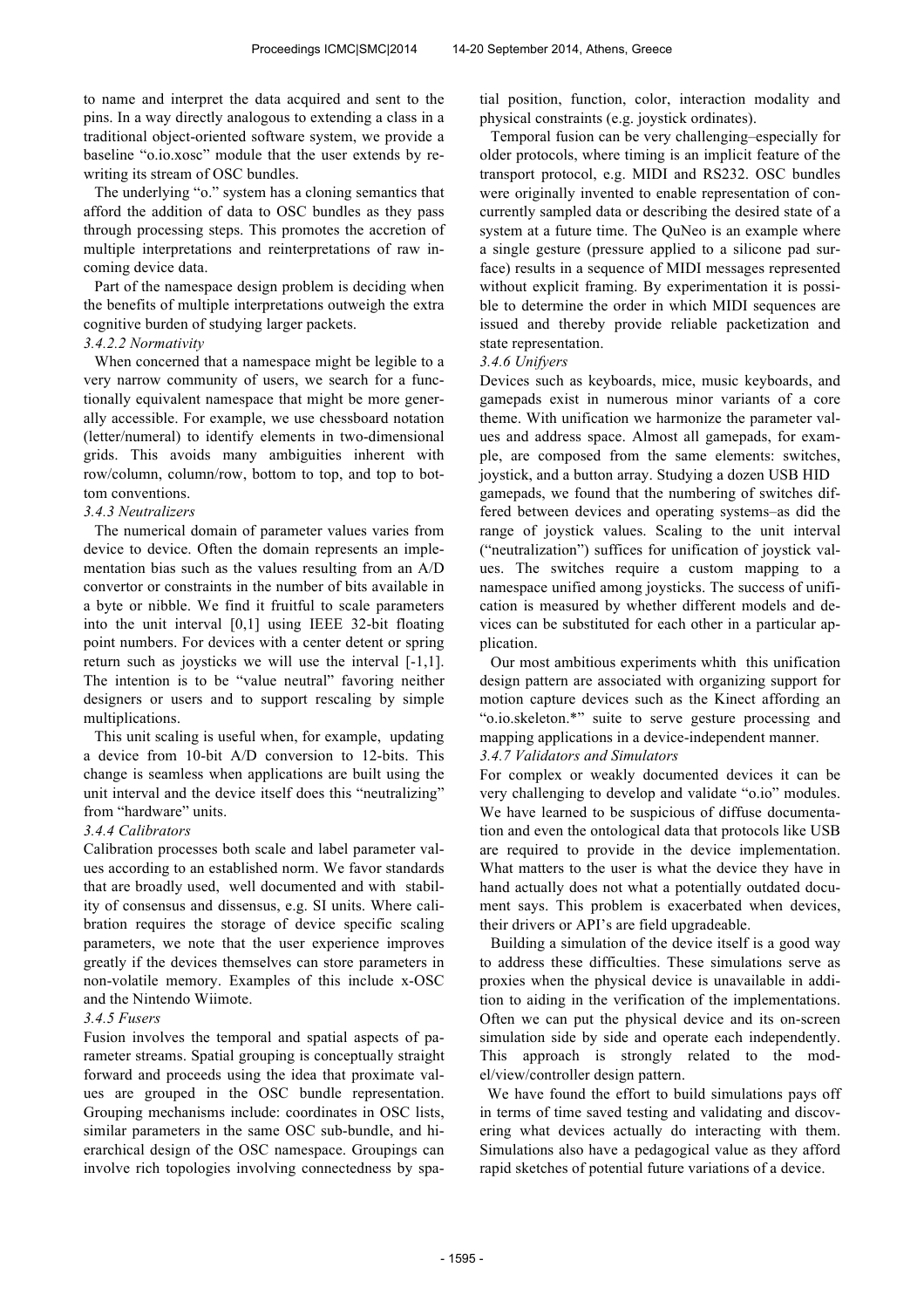to name and interpret the data acquired and sent to the pins. In a way directly analogous to extending a class in a traditional object-oriented software system, we provide a baseline "o.io.xosc" module that the user extends by rewriting its stream of OSC bundles.

The underlying "o." system has a cloning semantics that afford the addition of data to OSC bundles as they pass through processing steps. This promotes the accretion of multiple interpretations and reinterpretations of raw incoming device data.

Part of the namespace design problem is deciding when the benefits of multiple interpretations outweigh the extra cognitive burden of studying larger packets.

#### *3.4.2.2 Normativity*

When concerned that a namespace might be legible to a very narrow community of users, we search for a functionally equivalent namespace that might be more generally accessible. For example, we use chessboard notation (letter/numeral) to identify elements in two-dimensional grids. This avoids many ambiguities inherent with row/column, column/row, bottom to top, and top to bottom conventions.

### *3.4.3 Neutralizers*

The numerical domain of parameter values varies from device to device. Often the domain represents an implementation bias such as the values resulting from an A/D convertor or constraints in the number of bits available in a byte or nibble. We find it fruitful to scale parameters into the unit interval [0,1] using IEEE 32-bit floating point numbers. For devices with a center detent or spring return such as joysticks we will use the interval [-1,1]. The intention is to be "value neutral" favoring neither designers or users and to support rescaling by simple multiplications.

This unit scaling is useful when, for example, updating a device from 10-bit A/D conversion to 12-bits. This change is seamless when applications are built using the unit interval and the device itself does this "neutralizing" from "hardware" units.

### *3.4.4 Calibrators*

Calibration processes both scale and label parameter values according to an established norm. We favor standards that are broadly used, well documented and with stability of consensus and dissensus, e.g. SI units. Where calibration requires the storage of device specific scaling parameters, we note that the user experience improves greatly if the devices themselves can store parameters in non-volatile memory. Examples of this include x-OSC and the Nintendo Wiimote.

### *3.4.5 Fusers*

Fusion involves the temporal and spatial aspects of parameter streams. Spatial grouping is conceptually straight forward and proceeds using the idea that proximate values are grouped in the OSC bundle representation. Grouping mechanisms include: coordinates in OSC lists, similar parameters in the same OSC sub-bundle, and hierarchical design of the OSC namespace. Groupings can involve rich topologies involving connectedness by spatial position, function, color, interaction modality and physical constraints (e.g. joystick ordinates).

Temporal fusion can be very challenging–especially for older protocols, where timing is an implicit feature of the transport protocol, e.g. MIDI and RS232. OSC bundles were originally invented to enable representation of concurrently sampled data or describing the desired state of a system at a future time. The QuNeo is an example where a single gesture (pressure applied to a silicone pad surface) results in a sequence of MIDI messages represented without explicit framing. By experimentation it is possible to determine the order in which MIDI sequences are issued and thereby provide reliable packetization and state representation.

### *3.4.6 Unifyers*

Devices such as keyboards, mice, music keyboards, and gamepads exist in numerous minor variants of a core theme. With unification we harmonize the parameter values and address space. Almost all gamepads, for example, are composed from the same elements: switches, joystick, and a button array. Studying a dozen USB HID gamepads, we found that the numbering of switches differed between devices and operating systems–as did the range of joystick values. Scaling to the unit interval ("neutralization") suffices for unification of joystick values. The switches require a custom mapping to a namespace unified among joysticks. The success of unification is measured by whether different models and devices can be substituted for each other in a particular application.

Our most ambitious experiments whith this unification design pattern are associated with organizing support for motion capture devices such as the Kinect affording an "o.io.skeleton.*" suite to serve gesture processing and mapping applications in a device-independent manner.

### *3.4.7 Validators and Simulators*

For complex or weakly documented devices it can be very challenging to develop and validate "o.io" modules. We have learned to be suspicious of diffuse documentation and even the ontological data that protocols like USB are required to provide in the device implementation. What matters to the user is what the device they have in hand actually does not what a potentially outdated document says. This problem is exacerbated when devices, their drivers or API's are field upgradeable.

Building a simulation of the device itself is a good way to address these difficulties. These simulations serve as proxies when the physical device is unavailable in addition to aiding in the verification of the implementations. Often we can put the physical device and its on-screen simulation side by side and operate each independently. This approach is strongly related to the model/view/controller design pattern.

We have found the effort to build simulations pays off in terms of time saved testing and validating and discovering what devices actually do interacting with them. Simulations also have a pedagogical value as they afford rapid sketches of potential future variations of a device.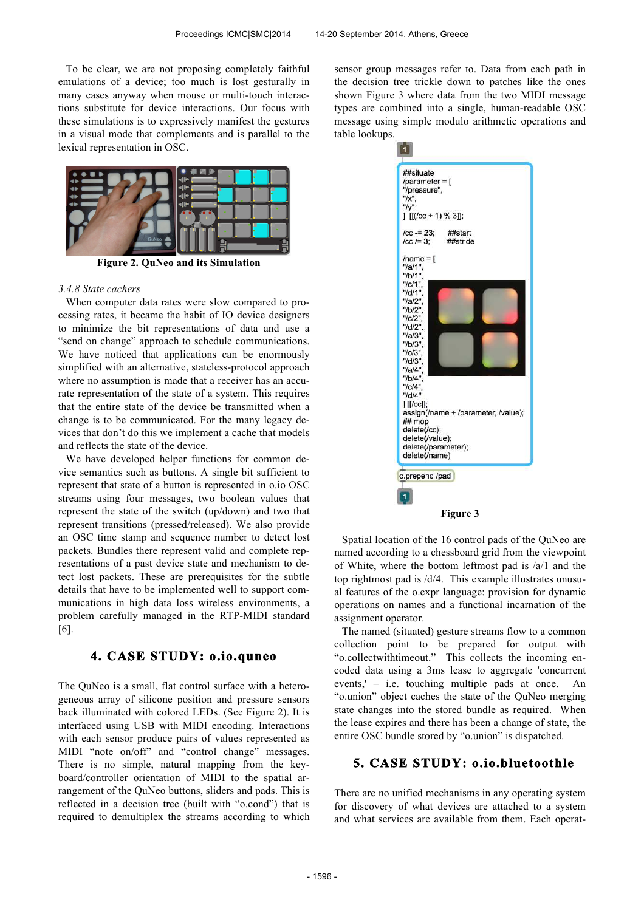To be clear, we are not proposing completely faithful emulations of a device; too much is lost gesturally in many cases anyway when mouse or multi-touch interactions substitute for device interactions. Our focus with these simulations is to expressively manifest the gestures in a visual mode that complements and is parallel to the lexical representation in OSC.

**Figure 2. QuNeo and its Simulation**

*3.4.8 State cachers*

When computer data rates were slow compared to processing rates, it became the habit of IO device designers to minimize the bit representations of data and use a "send on change" approach to schedule communications. We have noticed that applications can be enormously simplified with an alternative, stateless-protocol approach where no assumption is made that a receiver has an accurate representation of the state of a system. This requires that the entire state of the device be transmitted when a change is to be communicated. For the many legacy devices that don't do this we implement a cache that models and reflects the state of the device.

We have developed helper functions for common device semantics such as buttons. A single bit sufficient to represent that state of a button is represented in o.io OSC streams using four messages, two boolean values that represent the state of the switch (up/down) and two that represent transitions (pressed/released). We also provide an OSC time stamp and sequence number to detect lost packets. Bundles there represent valid and complete representations of a past device state and mechanism to detect lost packets. These are prerequisites for the subtle details that have to be implemented well to support communications in high data loss wireless environments, a problem carefully managed in the RTP-MIDI standard [6].

## 4. CASE STUDY: o.io.quneo

The QuNeo is a small, flat control surface with a heterogeneous array of silicone position and pressure sensors back illuminated with colored LEDs. (See Figure 2). It is interfaced using USB with MIDI encoding. Interactions with each sensor produce pairs of values represented as MIDI "note on/off" and "control change" messages. There is no simple, natural mapping from the keyboard/controller orientation of MIDI to the spatial arrangement of the QuNeo buttons, sliders and pads. This is reflected in a decision tree (built with "o.cond") that is required to demultiplex the streams according to which sensor group messages refer to. Data from each path in the decision tree trickle down to patches like the ones shown Figure 3 where data from the two MIDI message types are combined into a single, human-readable OSC message using simple modulo arithmetic operations and table lookups.

```
##situate
/parameter = [
"/pressure",
"/x",
"/y"
] [[(/cc + 1) % 3]];

/cc -= 23;      ##start
/cc /= 3;       ##stride

/name = [
"/a/1",
"/b/1",
"/c/1",
"/d/1",
"/a/2",
"/b/2",
"/c/2",
"/d/2",
"/a/3",
"/b/3",
"/c/3",
"/d/3",
"/a/4",
"/b/4",
"/c/4",
"/d/4"
] [[/cc]];
assign(/name + /parameter, /value);
## mop
delete(/cc);
delete(/value);
delete(/parameter);
delete(/name)
```

o.prepend /pad

**Figure 3**

Spatial location of the 16 control pads of the QuNeo are named according to a chessboard grid from the viewpoint of White, where the bottom leftmost pad is /a/1 and the top rightmost pad is /d/4. This example illustrates unusual features of the o.expr language: provision for dynamic operations on names and a functional incarnation of the assignment operator.

The named (situated) gesture streams flow to a common collection point to be prepared for output with "o.collectwithtimeout." This collects the incoming encoded data using a 3ms lease to aggregate 'concurrent events,' – i.e. touching multiple pads at once. An "o.union" object caches the state of the QuNeo merging state changes into the stored bundle as required. When the lease expires and there has been a change of state, the entire OSC bundle stored by "o.union" is dispatched.

## 5. CASE STUDY: o.io.bluetoothle

There are no unified mechanisms in any operating system for discovery of what devices are attached to a system and what services are available from them. Each operat-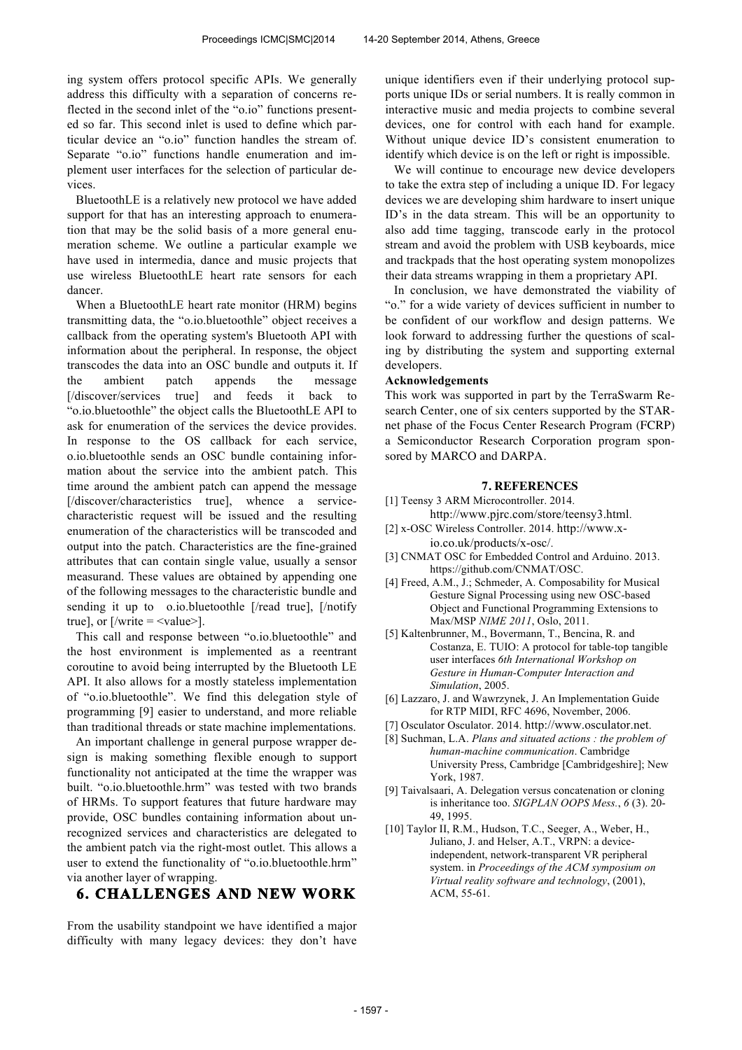ing system offers protocol specific APIs. We generally address this difficulty with a separation of concerns reflected in the second inlet of the "o.io" functions presented so far. This second inlet is used to define which particular device an "o.io" function handles the stream of. Separate "o.io" functions handle enumeration and implement user interfaces for the selection of particular devices.

BluetoothLE is a relatively new protocol we have added support for that has an interesting approach to enumeration that may be the solid basis of a more general enumeration scheme. We outline a particular example we have used in intermedia, dance and music projects that use wireless BluetoothLE heart rate sensors for each dancer.

When a BluetoothLE heart rate monitor (HRM) begins transmitting data, the "o.io.bluetoothle" object receives a callback from the operating system's Bluetooth API with information about the peripheral. In response, the object transcodes the data into an OSC bundle and outputs it. If the ambient patch appends the message [/discover/services true] and feeds it back to "o.io.bluetoothle" the object calls the BluetoothLE API to ask for enumeration of the services the device provides. In response to the OS callback for each service, o.io.bluetoothle sends an OSC bundle containing information about the service into the ambient patch. This time around the ambient patch can append the message [/discover/characteristics true], whence a service-characteristic request will be issued and the resulting enumeration of the characteristics will be transcoded and output into the patch. Characteristics are the fine-grained attributes that can contain single value, usually a sensor measurand. These values are obtained by appending one of the following messages to the characteristic bundle and sending it up to o.io.bluetoothle [/read true], [/notify true], or [/write = <value>].

This call and response between "o.io.bluetoothle" and the host environment is implemented as a reentrant coroutine to avoid being interrupted by the Bluetooth LE API. It also allows for a mostly stateless implementation of "o.io.bluetoothle". We find this delegation style of programming [9] easier to understand, and more reliable than traditional threads or state machine implementations.

An important challenge in general purpose wrapper design is making something flexible enough to support functionality not anticipated at the time the wrapper was built. "o.io.bluetoothle.hrm" was tested with two brands of HRMs. To support features that future hardware may provide, OSC bundles containing information about unrecognized services and characteristics are delegated to the ambient patch via the right-most outlet. This allows a user to extend the functionality of "o.io.bluetoothle.hrm" via another layer of wrapping.

# 6. CHALLENGES AND NEW WORK

From the usability standpoint we have identified a major difficulty with many legacy devices: they don't have unique identifiers even if their underlying protocol supports unique IDs or serial numbers. It is really common in interactive music and media projects to combine several devices, one for control with each hand for example. Without unique device ID's consistent enumeration to identify which device is on the left or right is impossible.

We will continue to encourage new device developers to take the extra step of including a unique ID. For legacy devices we are developing shim hardware to insert unique ID's in the data stream. This will be an opportunity to also add time tagging, transcode early in the protocol stream and avoid the problem with USB keyboards, mice and trackpads that the host operating system monopolizes their data streams wrapping in them a proprietary API.

In conclusion, we have demonstrated the viability of "o." for a wide variety of devices sufficient in number to be confident of our workflow and design patterns. We look forward to addressing further the questions of scaling by distributing the system and supporting external developers.

**Acknowledgements**

This work was supported in part by the TerraSwarm Research Center, one of six centers supported by the STARnet phase of the Focus Center Research Program (FCRP) a Semiconductor Research Corporation program sponsored by MARCO and DARPA.

# 7. REFERENCES

[1] Teensy 3 ARM Microcontroller. 2014. http://www.pjrc.com/store/teensy3.html.

[2] x-OSC Wireless Controller. 2014. http://www.x-io.co.uk/products/x-osc/.

[3] CNMAT OSC for Embedded Control and Arduino. 2013. https://github.com/CNMAT/OSC.

[4] Freed, A.M., J.; Schmeder, A. Composability for Musical Gesture Signal Processing using new OSC-based Object and Functional Programming Extensions to Max/MSP *NIME 2011*, Oslo, 2011.

[5] Kaltenbrunner, M., Bovermann, T., Bencina, R. and Costanza, E. TUIO: A protocol for table-top tangible user interfaces *6th International Workshop on Gesture in Human-Computer Interaction and Simulation*, 2005.

[6] Lazzaro, J. and Wawrzynek, J. An Implementation Guide for RTP MIDI, RFC 4696, November, 2006.

[7] Osculator Osculator. 2014. http://www.osculator.net.

[8] Suchman, L.A. *Plans and situated actions : the problem of human-machine communication*. Cambridge University Press, Cambridge [Cambridgeshire]; New York, 1987.

[9] Taivalsaari, A. Delegation versus concatenation or cloning is inheritance too. *SIGPLAN OOPS Mess.*, *6* (3). 20-49, 1995.

[10] Taylor II, R.M., Hudson, T.C., Seeger, A., Weber, H., Juliano, J. and Helser, A.T., VRPN: a device-independent, network-transparent VR peripheral system. in *Proceedings of the ACM symposium on Virtual reality software and technology*, (2001), ACM, 55-61.